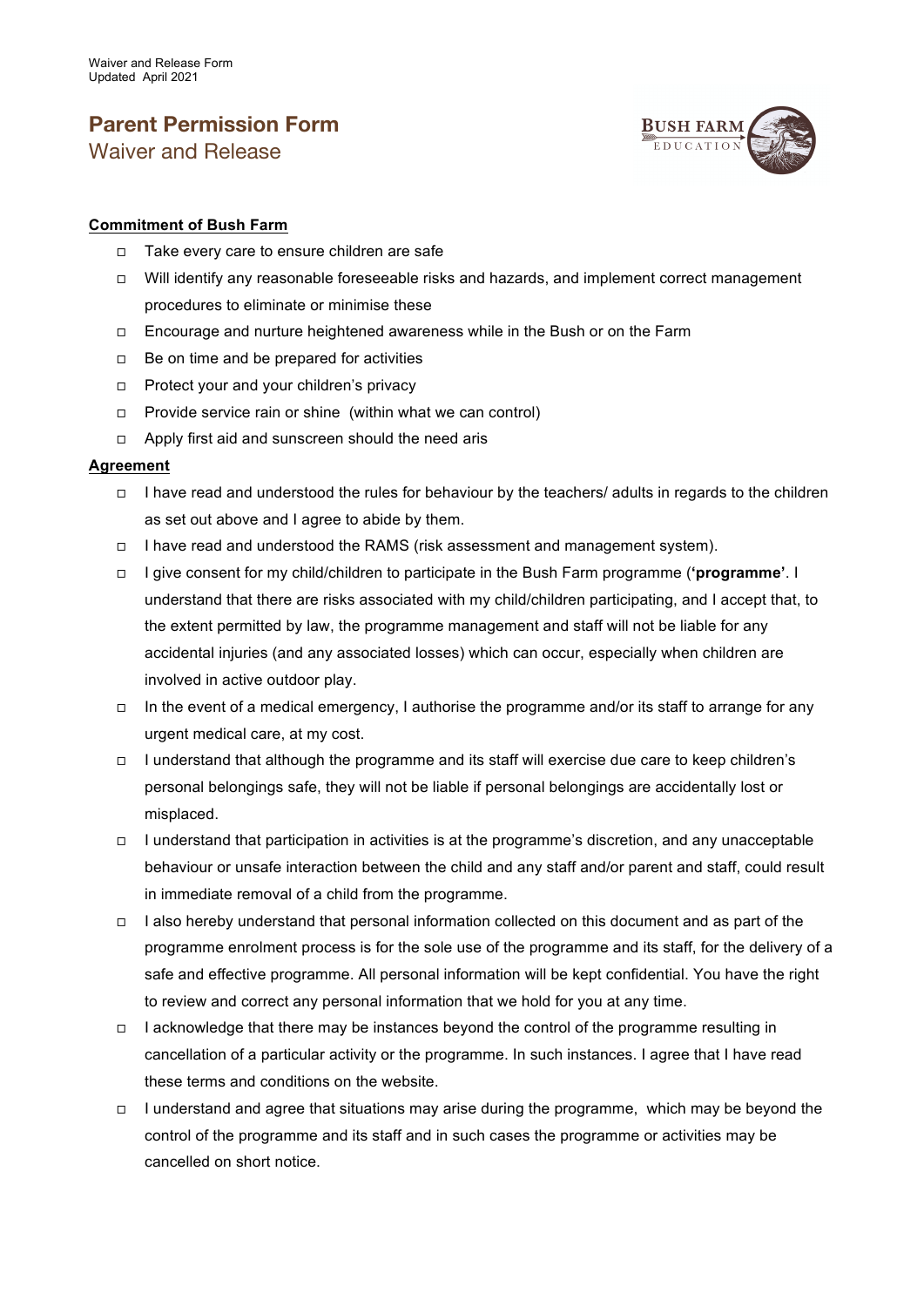Waiver and Release Form
Updated April 2021

# Parent Permission Form

## Waiver and Release

BUSH FARM EDUCATION

**Commitment of Bush Farm**

- ☐ Take every care to ensure children are safe
- ☐ Will identify any reasonable foreseeable risks and hazards, and implement correct management procedures to eliminate or minimise these
- ☐ Encourage and nurture heightened awareness while in the Bush or on the Farm
- ☐ Be on time and be prepared for activities
- ☐ Protect your and your children's privacy
- ☐ Provide service rain or shine (within what we can control)
- ☐ Apply first aid and sunscreen should the need aris

**Agreement**

- ☐ I have read and understood the rules for behaviour by the teachers/ adults in regards to the children as set out above and I agree to abide by them.
- ☐ I have read and understood the RAMS (risk assessment and management system).
- ☐ I give consent for my child/children to participate in the Bush Farm programme (**'programme'**. I understand that there are risks associated with my child/children participating, and I accept that, to the extent permitted by law, the programme management and staff will not be liable for any accidental injuries (and any associated losses) which can occur, especially when children are involved in active outdoor play.
- ☐ In the event of a medical emergency, I authorise the programme and/or its staff to arrange for any urgent medical care, at my cost.
- ☐ I understand that although the programme and its staff will exercise due care to keep children's personal belongings safe, they will not be liable if personal belongings are accidentally lost or misplaced.
- ☐ I understand that participation in activities is at the programme's discretion, and any unacceptable behaviour or unsafe interaction between the child and any staff and/or parent and staff, could result in immediate removal of a child from the programme.
- ☐ I also hereby understand that personal information collected on this document and as part of the programme enrolment process is for the sole use of the programme and its staff, for the delivery of a safe and effective programme. All personal information will be kept confidential. You have the right to review and correct any personal information that we hold for you at any time.
- ☐ I acknowledge that there may be instances beyond the control of the programme resulting in cancellation of a particular activity or the programme. In such instances. I agree that I have read these terms and conditions on the website.
- ☐ I understand and agree that situations may arise during the programme, which may be beyond the control of the programme and its staff and in such cases the programme or activities may be cancelled on short notice.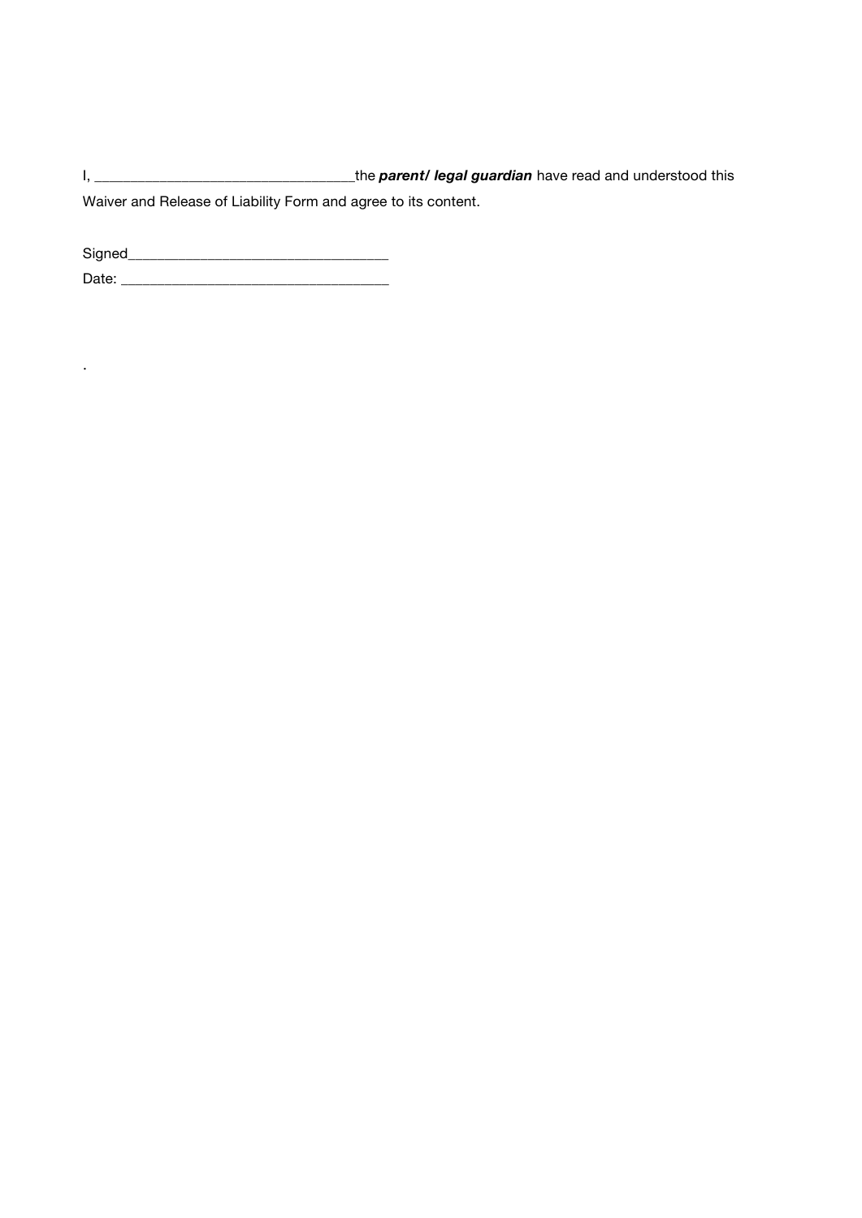I, __________________________________the ***parent/ legal guardian*** have read and understood this Waiver and Release of Liability Form and agree to its content.

Signed__________________________________

Date: ___________________________________

.